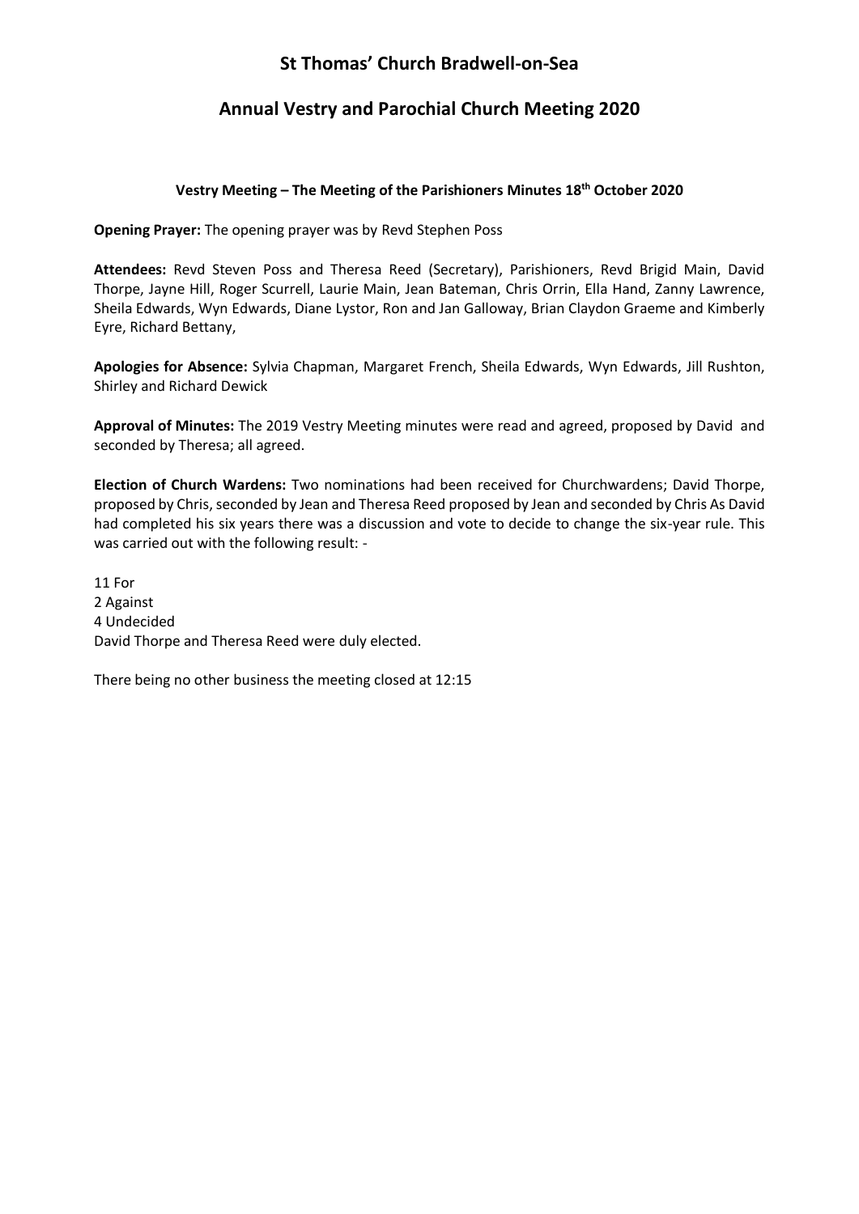# St Thomas' Church Bradwell-on-Sea

## Annual Vestry and Parochial Church Meeting 2020

### Vestry Meeting – The Meeting of the Parishioners Minutes 18th October 2020

**Opening Prayer:** The opening prayer was by Revd Stephen Poss

**Attendees:** Revd Steven Poss and Theresa Reed (Secretary), Parishioners, Revd Brigid Main, David Thorpe, Jayne Hill, Roger Scurrell, Laurie Main, Jean Bateman, Chris Orrin, Ella Hand, Zanny Lawrence, Sheila Edwards, Wyn Edwards, Diane Lystor, Ron and Jan Galloway, Brian Claydon Graeme and Kimberly Eyre, Richard Bettany,

**Apologies for Absence:** Sylvia Chapman, Margaret French, Sheila Edwards, Wyn Edwards, Jill Rushton, Shirley and Richard Dewick

**Approval of Minutes:** The 2019 Vestry Meeting minutes were read and agreed, proposed by David and seconded by Theresa; all agreed.

**Election of Church Wardens:** Two nominations had been received for Churchwardens; David Thorpe, proposed by Chris, seconded by Jean and Theresa Reed proposed by Jean and seconded by Chris As David had completed his six years there was a discussion and vote to decide to change the six-year rule. This was carried out with the following result: -

11 For  
2 Against  
4 Undecided  
David Thorpe and Theresa Reed were duly elected.

There being no other business the meeting closed at 12:15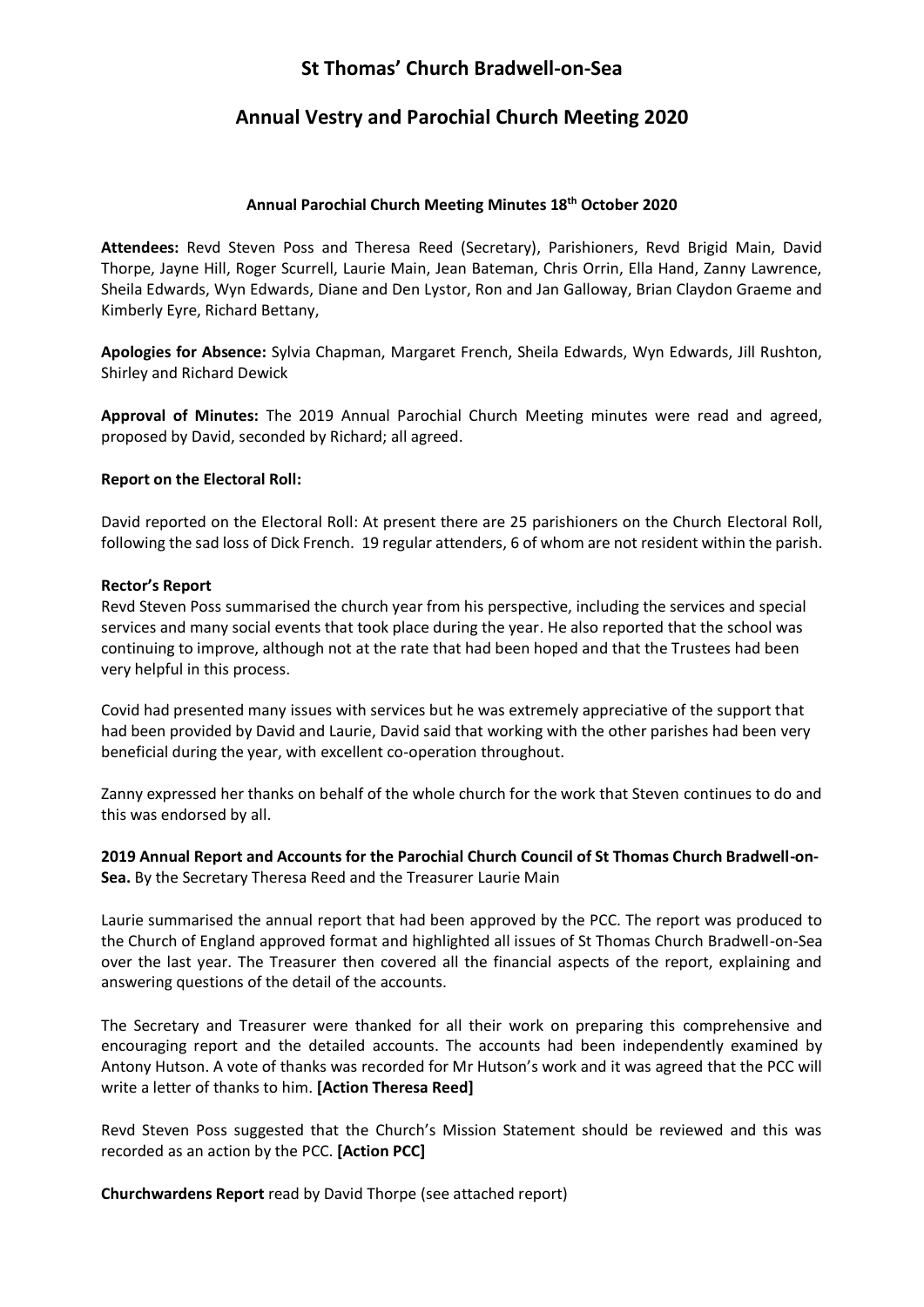# St Thomas' Church Bradwell-on-Sea

## Annual Vestry and Parochial Church Meeting 2020

### Annual Parochial Church Meeting Minutes 18th October 2020

**Attendees:** Revd Steven Poss and Theresa Reed (Secretary), Parishioners, Revd Brigid Main, David Thorpe, Jayne Hill, Roger Scurrell, Laurie Main, Jean Bateman, Chris Orrin, Ella Hand, Zanny Lawrence, Sheila Edwards, Wyn Edwards, Diane and Den Lystor, Ron and Jan Galloway, Brian Claydon Graeme and Kimberly Eyre, Richard Bettany,

**Apologies for Absence:** Sylvia Chapman, Margaret French, Sheila Edwards, Wyn Edwards, Jill Rushton, Shirley and Richard Dewick

**Approval of Minutes:** The 2019 Annual Parochial Church Meeting minutes were read and agreed, proposed by David, seconded by Richard; all agreed.

**Report on the Electoral Roll:**

David reported on the Electoral Roll: At present there are 25 parishioners on the Church Electoral Roll, following the sad loss of Dick French. 19 regular attenders, 6 of whom are not resident within the parish.

**Rector's Report**

Revd Steven Poss summarised the church year from his perspective, including the services and special services and many social events that took place during the year. He also reported that the school was continuing to improve, although not at the rate that had been hoped and that the Trustees had been very helpful in this process.

Covid had presented many issues with services but he was extremely appreciative of the support that had been provided by David and Laurie, David said that working with the other parishes had been very beneficial during the year, with excellent co-operation throughout.

Zanny expressed her thanks on behalf of the whole church for the work that Steven continues to do and this was endorsed by all.

**2019 Annual Report and Accounts for the Parochial Church Council of St Thomas Church Bradwell-on-Sea.** By the Secretary Theresa Reed and the Treasurer Laurie Main

Laurie summarised the annual report that had been approved by the PCC. The report was produced to the Church of England approved format and highlighted all issues of St Thomas Church Bradwell-on-Sea over the last year. The Treasurer then covered all the financial aspects of the report, explaining and answering questions of the detail of the accounts.

The Secretary and Treasurer were thanked for all their work on preparing this comprehensive and encouraging report and the detailed accounts. The accounts had been independently examined by Antony Hutson. A vote of thanks was recorded for Mr Hutson's work and it was agreed that the PCC will write a letter of thanks to him. **[Action Theresa Reed]**

Revd Steven Poss suggested that the Church's Mission Statement should be reviewed and this was recorded as an action by the PCC. **[Action PCC]**

**Churchwardens Report** read by David Thorpe (see attached report)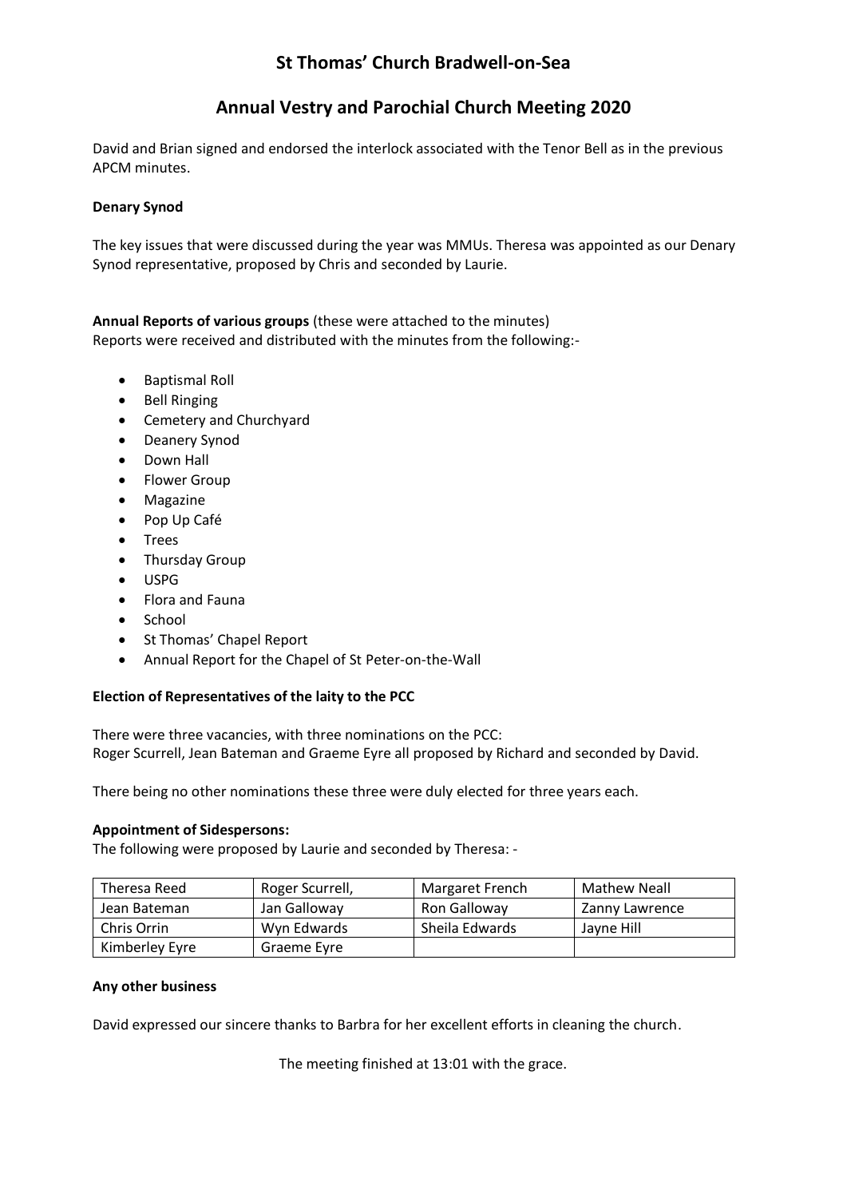# St Thomas' Church Bradwell-on-Sea

## Annual Vestry and Parochial Church Meeting 2020

David and Brian signed and endorsed the interlock associated with the Tenor Bell as in the previous APCM minutes.

**Denary Synod**

The key issues that were discussed during the year was MMUs. Theresa was appointed as our Denary Synod representative, proposed by Chris and seconded by Laurie.

**Annual Reports of various groups** (these were attached to the minutes)
Reports were received and distributed with the minutes from the following:-

- Baptismal Roll
- Bell Ringing
- Cemetery and Churchyard
- Deanery Synod
- Down Hall
- Flower Group
- Magazine
- Pop Up Café
- Trees
- Thursday Group
- USPG
- Flora and Fauna
- School
- St Thomas' Chapel Report
- Annual Report for the Chapel of St Peter-on-the-Wall

**Election of Representatives of the laity to the PCC**

There were three vacancies, with three nominations on the PCC:
Roger Scurrell, Jean Bateman and Graeme Eyre all proposed by Richard and seconded by David.

There being no other nominations these three were duly elected for three years each.

**Appointment of Sidespersons:**
The following were proposed by Laurie and seconded by Theresa: -

| | | | |
|---|---|---|---|
| Theresa Reed | Roger Scurrell, | Margaret French | Mathew Neall |
| Jean Bateman | Jan Galloway | Ron Galloway | Zanny Lawrence |
| Chris Orrin | Wyn Edwards | Sheila Edwards | Jayne Hill |
| Kimberley Eyre | Graeme Eyre | | |

**Any other business**

David expressed our sincere thanks to Barbra for her excellent efforts in cleaning the church.

The meeting finished at 13:01 with the grace.